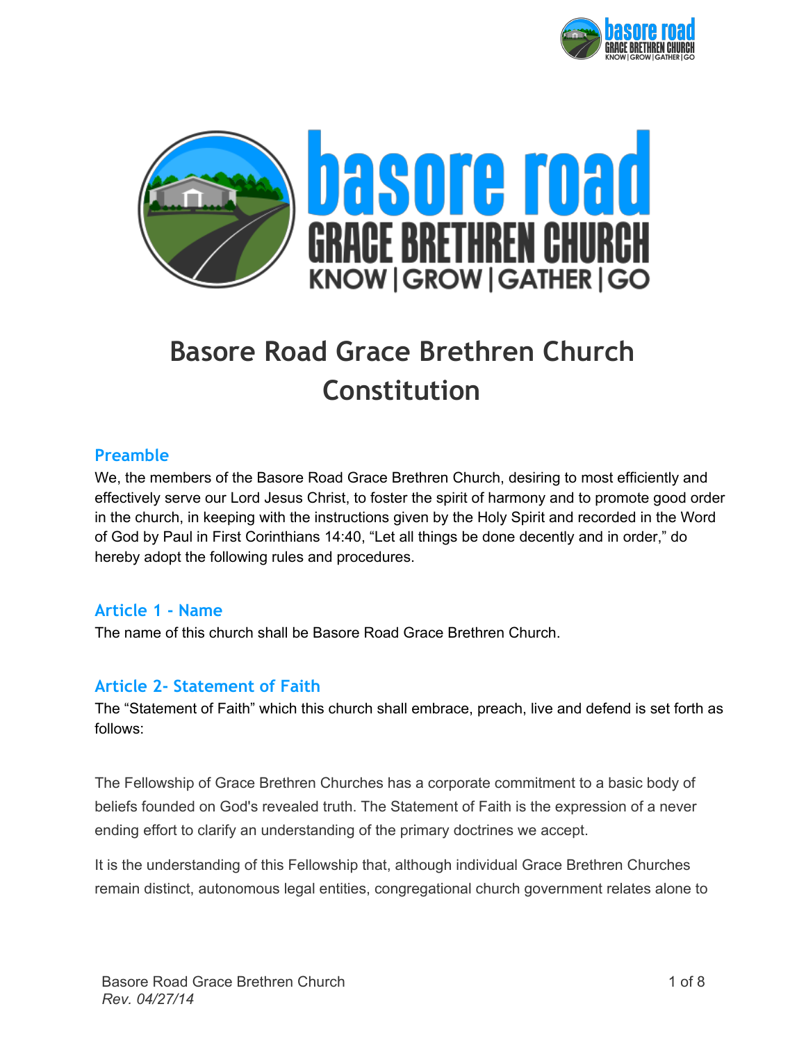# Basore Road Grace Brethren Church Constitution

## Preamble

We, the members of the Basore Road Grace Brethren Church, desiring to most efficiently and effectively serve our Lord Jesus Christ, to foster the spirit of harmony and to promote good order in the church, in keeping with the instructions given by the Holy Spirit and recorded in the Word of God by Paul in First Corinthians 14:40, "Let all things be done decently and in order," do hereby adopt the following rules and procedures.

## Article 1 - Name

The name of this church shall be Basore Road Grace Brethren Church.

## Article 2- Statement of Faith

The "Statement of Faith" which this church shall embrace, preach, live and defend is set forth as follows:

The Fellowship of Grace Brethren Churches has a corporate commitment to a basic body of beliefs founded on God's revealed truth. The Statement of Faith is the expression of a never ending effort to clarify an understanding of the primary doctrines we accept.

It is the understanding of this Fellowship that, although individual Grace Brethren Churches remain distinct, autonomous legal entities, congregational church government relates alone to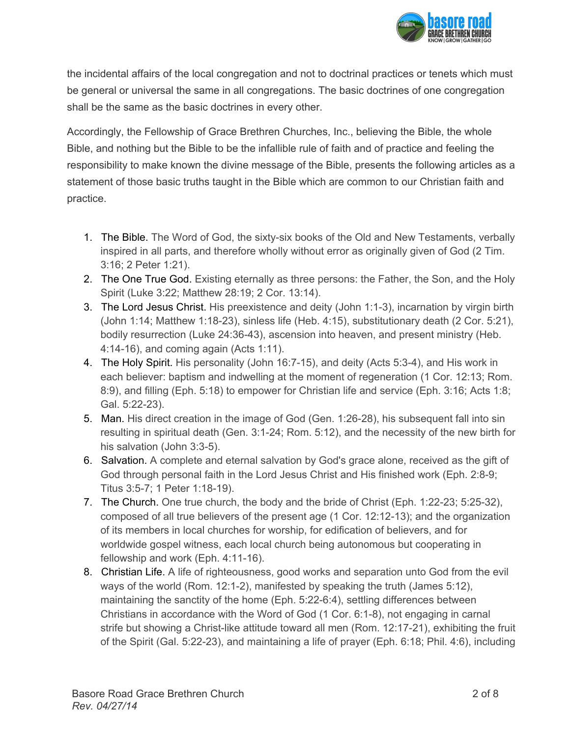the incidental affairs of the local congregation and not to doctrinal practices or tenets which must be general or universal the same in all congregations. The basic doctrines of one congregation shall be the same as the basic doctrines in every other.

Accordingly, the Fellowship of Grace Brethren Churches, Inc., believing the Bible, the whole Bible, and nothing but the Bible to be the infallible rule of faith and of practice and feeling the responsibility to make known the divine message of the Bible, presents the following articles as a statement of those basic truths taught in the Bible which are common to our Christian faith and practice.

1. The Bible. The Word of God, the sixty-six books of the Old and New Testaments, verbally inspired in all parts, and therefore wholly without error as originally given of God (2 Tim. 3:16; 2 Peter 1:21).
2. The One True God. Existing eternally as three persons: the Father, the Son, and the Holy Spirit (Luke 3:22; Matthew 28:19; 2 Cor. 13:14).
3. The Lord Jesus Christ. His preexistence and deity (John 1:1-3), incarnation by virgin birth (John 1:14; Matthew 1:18-23), sinless life (Heb. 4:15), substitutionary death (2 Cor. 5:21), bodily resurrection (Luke 24:36-43), ascension into heaven, and present ministry (Heb. 4:14-16), and coming again (Acts 1:11).
4. The Holy Spirit. His personality (John 16:7-15), and deity (Acts 5:3-4), and His work in each believer: baptism and indwelling at the moment of regeneration (1 Cor. 12:13; Rom. 8:9), and filling (Eph. 5:18) to empower for Christian life and service (Eph. 3:16; Acts 1:8; Gal. 5:22-23).
5. Man. His direct creation in the image of God (Gen. 1:26-28), his subsequent fall into sin resulting in spiritual death (Gen. 3:1-24; Rom. 5:12), and the necessity of the new birth for his salvation (John 3:3-5).
6. Salvation. A complete and eternal salvation by God's grace alone, received as the gift of God through personal faith in the Lord Jesus Christ and His finished work (Eph. 2:8-9; Titus 3:5-7; 1 Peter 1:18-19).
7. The Church. One true church, the body and the bride of Christ (Eph. 1:22-23; 5:25-32), composed of all true believers of the present age (1 Cor. 12:12-13); and the organization of its members in local churches for worship, for edification of believers, and for worldwide gospel witness, each local church being autonomous but cooperating in fellowship and work (Eph. 4:11-16).
8. Christian Life. A life of righteousness, good works and separation unto God from the evil ways of the world (Rom. 12:1-2), manifested by speaking the truth (James 5:12), maintaining the sanctity of the home (Eph. 5:22-6:4), settling differences between Christians in accordance with the Word of God (1 Cor. 6:1-8), not engaging in carnal strife but showing a Christ-like attitude toward all men (Rom. 12:17-21), exhibiting the fruit of the Spirit (Gal. 5:22-23), and maintaining a life of prayer (Eph. 6:18; Phil. 4:6), including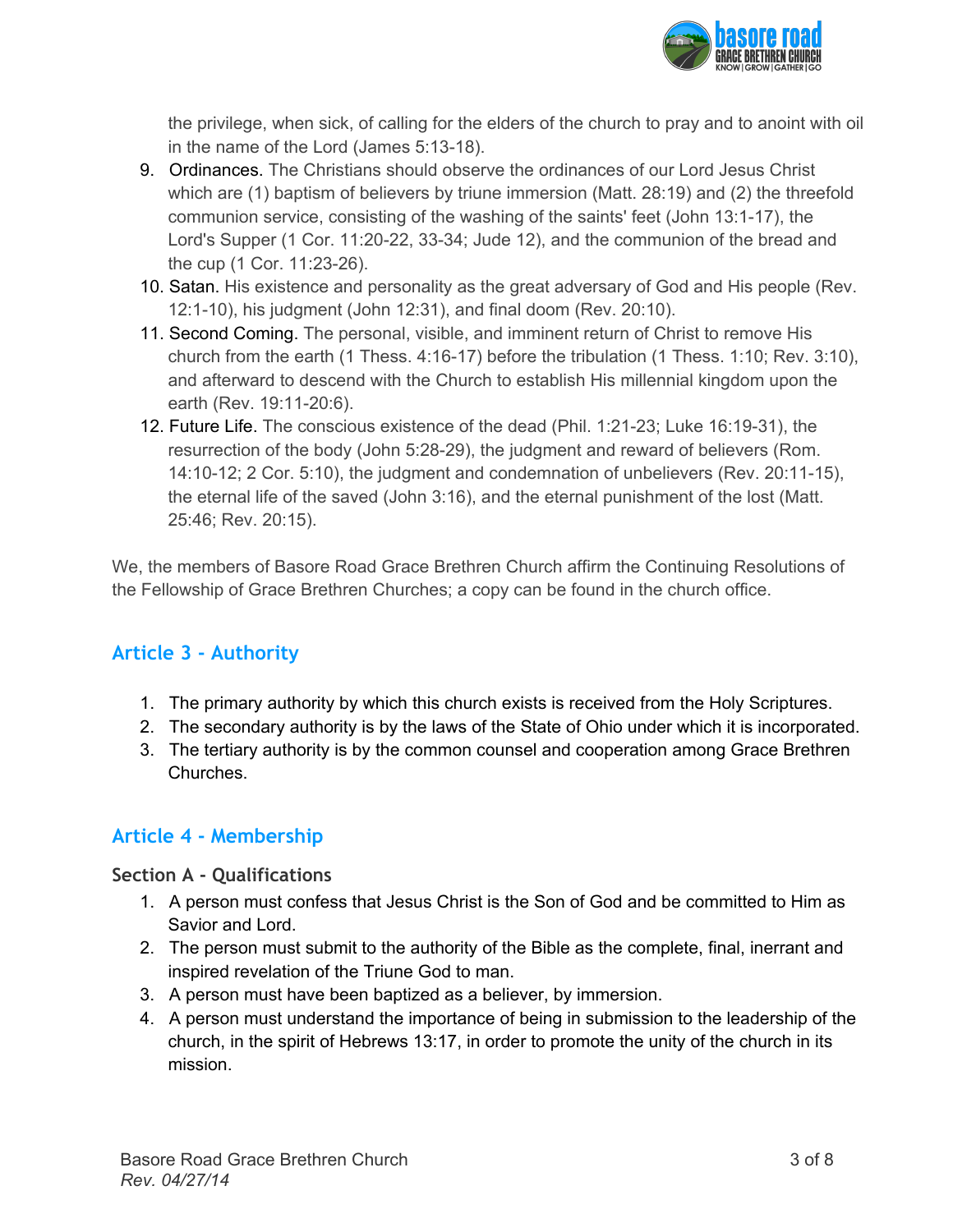the privilege, when sick, of calling for the elders of the church to pray and to anoint with oil in the name of the Lord (James 5:13-18).

9. Ordinances. The Christians should observe the ordinances of our Lord Jesus Christ which are (1) baptism of believers by triune immersion (Matt. 28:19) and (2) the threefold communion service, consisting of the washing of the saints' feet (John 13:1-17), the Lord's Supper (1 Cor. 11:20-22, 33-34; Jude 12), and the communion of the bread and the cup (1 Cor. 11:23-26).
10. Satan. His existence and personality as the great adversary of God and His people (Rev. 12:1-10), his judgment (John 12:31), and final doom (Rev. 20:10).
11. Second Coming. The personal, visible, and imminent return of Christ to remove His church from the earth (1 Thess. 4:16-17) before the tribulation (1 Thess. 1:10; Rev. 3:10), and afterward to descend with the Church to establish His millennial kingdom upon the earth (Rev. 19:11-20:6).
12. Future Life. The conscious existence of the dead (Phil. 1:21-23; Luke 16:19-31), the resurrection of the body (John 5:28-29), the judgment and reward of believers (Rom. 14:10-12; 2 Cor. 5:10), the judgment and condemnation of unbelievers (Rev. 20:11-15), the eternal life of the saved (John 3:16), and the eternal punishment of the lost (Matt. 25:46; Rev. 20:15).

We, the members of Basore Road Grace Brethren Church affirm the Continuing Resolutions of the Fellowship of Grace Brethren Churches; a copy can be found in the church office.

## Article 3 - Authority

1. The primary authority by which this church exists is received from the Holy Scriptures.
2. The secondary authority is by the laws of the State of Ohio under which it is incorporated.
3. The tertiary authority is by the common counsel and cooperation among Grace Brethren Churches.

## Article 4 - Membership

### Section A - Qualifications

1. A person must confess that Jesus Christ is the Son of God and be committed to Him as Savior and Lord.
2. The person must submit to the authority of the Bible as the complete, final, inerrant and inspired revelation of the Triune God to man.
3. A person must have been baptized as a believer, by immersion.
4. A person must understand the importance of being in submission to the leadership of the church, in the spirit of Hebrews 13:17, in order to promote the unity of the church in its mission.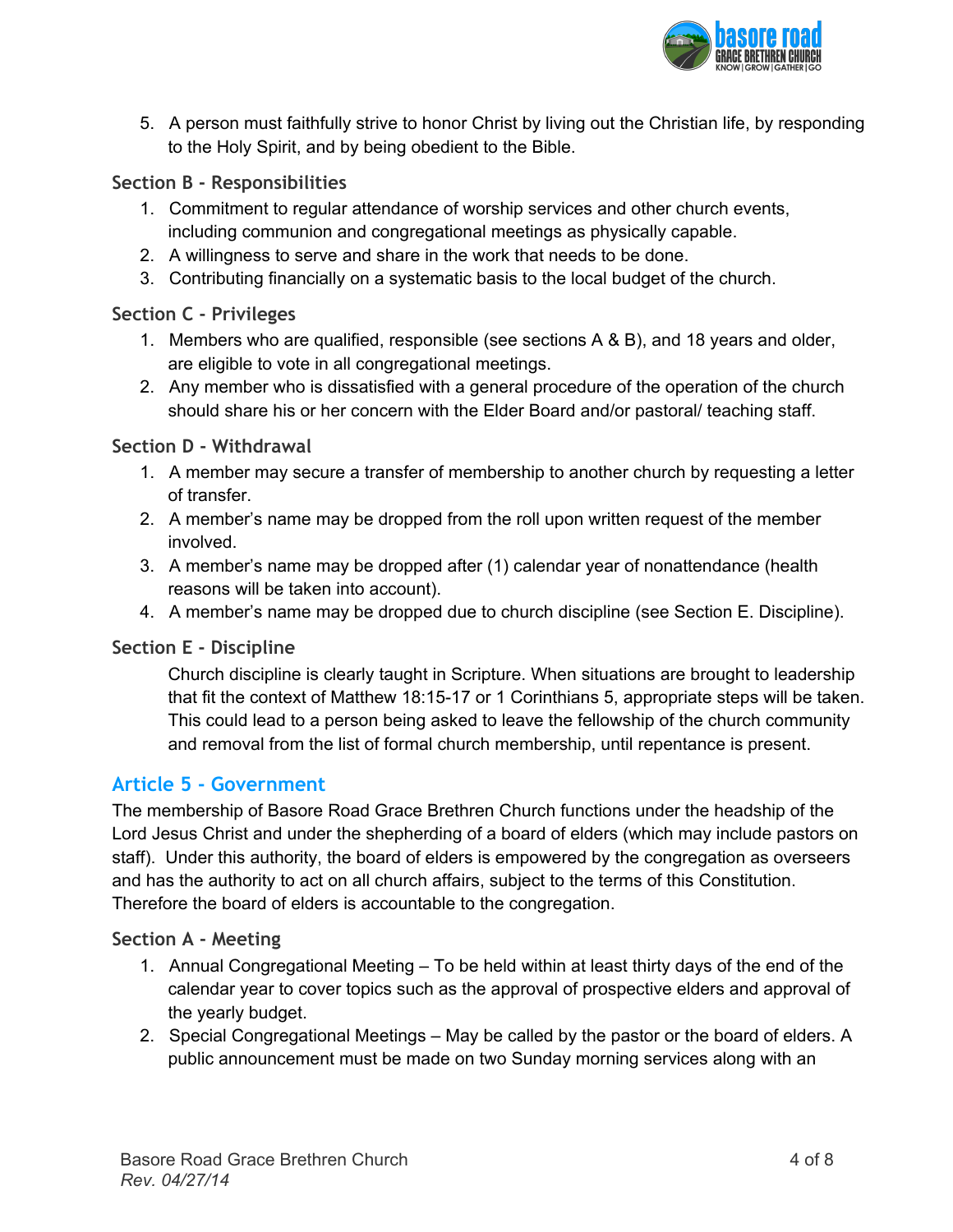5. A person must faithfully strive to honor Christ by living out the Christian life, by responding to the Holy Spirit, and by being obedient to the Bible.

### Section B - Responsibilities

1. Commitment to regular attendance of worship services and other church events, including communion and congregational meetings as physically capable.
2. A willingness to serve and share in the work that needs to be done.
3. Contributing financially on a systematic basis to the local budget of the church.

### Section C - Privileges

1. Members who are qualified, responsible (see sections A & B), and 18 years and older, are eligible to vote in all congregational meetings.
2. Any member who is dissatisfied with a general procedure of the operation of the church should share his or her concern with the Elder Board and/or pastoral/ teaching staff.

### Section D - Withdrawal

1. A member may secure a transfer of membership to another church by requesting a letter of transfer.
2. A member's name may be dropped from the roll upon written request of the member involved.
3. A member's name may be dropped after (1) calendar year of nonattendance (health reasons will be taken into account).
4. A member's name may be dropped due to church discipline (see Section E. Discipline).

### Section E - Discipline

Church discipline is clearly taught in Scripture. When situations are brought to leadership that fit the context of Matthew 18:15-17 or 1 Corinthians 5, appropriate steps will be taken. This could lead to a person being asked to leave the fellowship of the church community and removal from the list of formal church membership, until repentance is present.

## Article 5 - Government

The membership of Basore Road Grace Brethren Church functions under the headship of the Lord Jesus Christ and under the shepherding of a board of elders (which may include pastors on staff). Under this authority, the board of elders is empowered by the congregation as overseers and has the authority to act on all church affairs, subject to the terms of this Constitution. Therefore the board of elders is accountable to the congregation.

### Section A - Meeting

1. Annual Congregational Meeting – To be held within at least thirty days of the end of the calendar year to cover topics such as the approval of prospective elders and approval of the yearly budget.
2. Special Congregational Meetings – May be called by the pastor or the board of elders. A public announcement must be made on two Sunday morning services along with an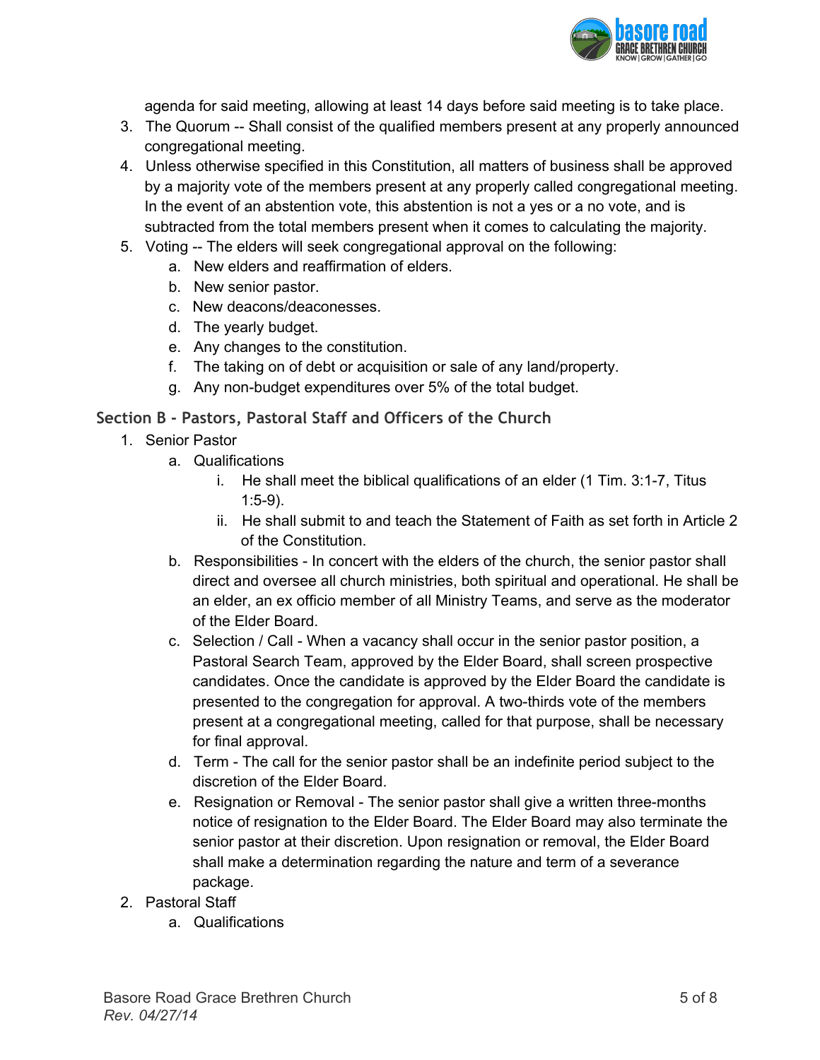agenda for said meeting, allowing at least 14 days before said meeting is to take place.

3. The Quorum -- Shall consist of the qualified members present at any properly announced congregational meeting.
4. Unless otherwise specified in this Constitution, all matters of business shall be approved by a majority vote of the members present at any properly called congregational meeting. In the event of an abstention vote, this abstention is not a yes or a no vote, and is subtracted from the total members present when it comes to calculating the majority.
5. Voting -- The elders will seek congregational approval on the following:
    a. New elders and reaffirmation of elders.
    b. New senior pastor.
    c. New deacons/deaconesses.
    d. The yearly budget.
    e. Any changes to the constitution.
    f. The taking on of debt or acquisition or sale of any land/property.
    g. Any non-budget expenditures over 5% of the total budget.

### Section B - Pastors, Pastoral Staff and Officers of the Church

1. Senior Pastor
    a. Qualifications
        i. He shall meet the biblical qualifications of an elder (1 Tim. 3:1-7, Titus 1:5-9).
        ii. He shall submit to and teach the Statement of Faith as set forth in Article 2 of the Constitution.
    b. Responsibilities - In concert with the elders of the church, the senior pastor shall direct and oversee all church ministries, both spiritual and operational. He shall be an elder, an ex officio member of all Ministry Teams, and serve as the moderator of the Elder Board.
    c. Selection / Call - When a vacancy shall occur in the senior pastor position, a Pastoral Search Team, approved by the Elder Board, shall screen prospective candidates. Once the candidate is approved by the Elder Board the candidate is presented to the congregation for approval. A two-thirds vote of the members present at a congregational meeting, called for that purpose, shall be necessary for final approval.
    d. Term - The call for the senior pastor shall be an indefinite period subject to the discretion of the Elder Board.
    e. Resignation or Removal - The senior pastor shall give a written three-months notice of resignation to the Elder Board. The Elder Board may also terminate the senior pastor at their discretion. Upon resignation or removal, the Elder Board shall make a determination regarding the nature and term of a severance package.
2. Pastoral Staff
    a. Qualifications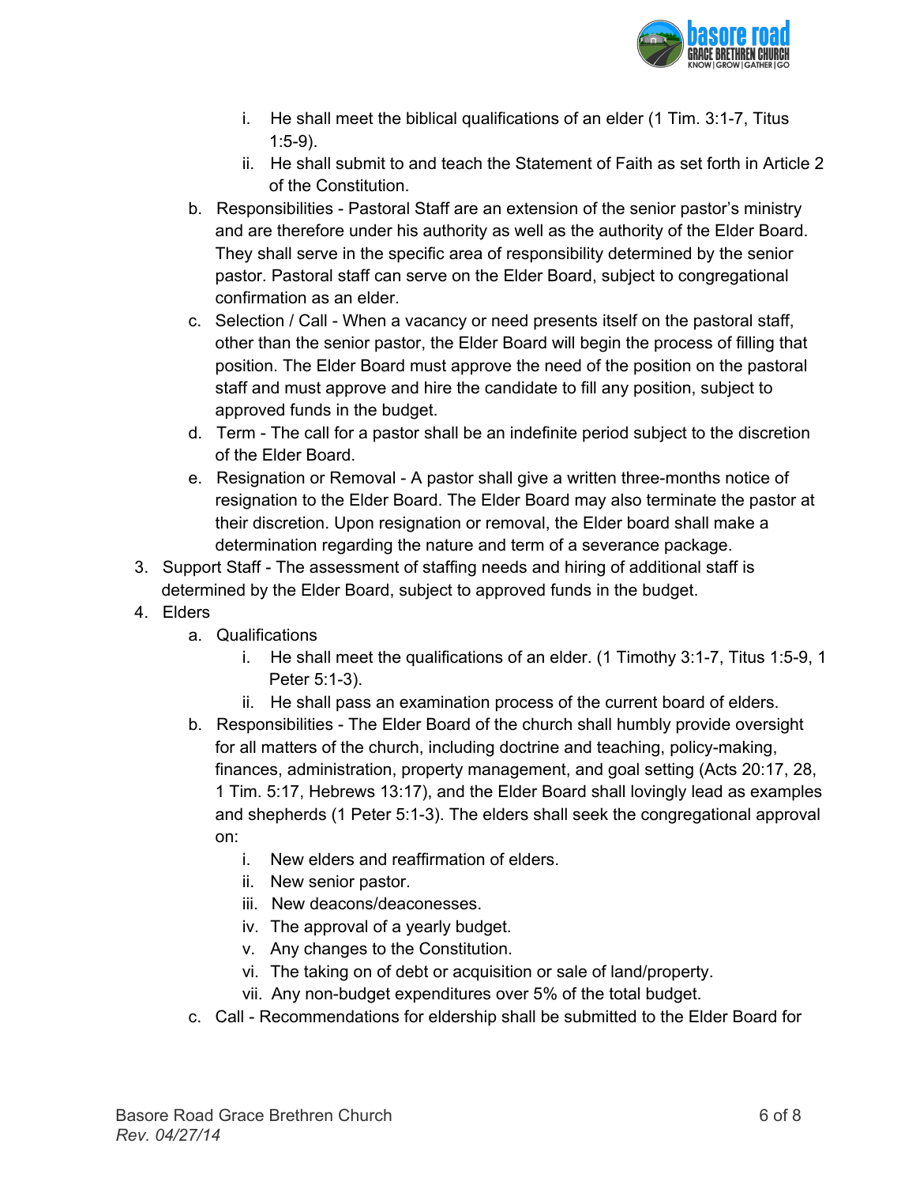i. He shall meet the biblical qualifications of an elder (1 Tim. 3:1-7, Titus 1:5-9).
   ii. He shall submit to and teach the Statement of Faith as set forth in Article 2 of the Constitution.

  b. Responsibilities - Pastoral Staff are an extension of the senior pastor's ministry and are therefore under his authority as well as the authority of the Elder Board. They shall serve in the specific area of responsibility determined by the senior pastor. Pastoral staff can serve on the Elder Board, subject to congregational confirmation as an elder.
  c. Selection / Call - When a vacancy or need presents itself on the pastoral staff, other than the senior pastor, the Elder Board will begin the process of filling that position. The Elder Board must approve the need of the position on the pastoral staff and must approve and hire the candidate to fill any position, subject to approved funds in the budget.
  d. Term - The call for a pastor shall be an indefinite period subject to the discretion of the Elder Board.
  e. Resignation or Removal - A pastor shall give a written three-months notice of resignation to the Elder Board. The Elder Board may also terminate the pastor at their discretion. Upon resignation or removal, the Elder board shall make a determination regarding the nature and term of a severance package.

3. Support Staff - The assessment of staffing needs and hiring of additional staff is determined by the Elder Board, subject to approved funds in the budget.
4. Elders
  a. Qualifications
   i. He shall meet the qualifications of an elder. (1 Timothy 3:1-7, Titus 1:5-9, 1 Peter 5:1-3).
   ii. He shall pass an examination process of the current board of elders.
  b. Responsibilities - The Elder Board of the church shall humbly provide oversight for all matters of the church, including doctrine and teaching, policy-making, finances, administration, property management, and goal setting (Acts 20:17, 28, 1 Tim. 5:17, Hebrews 13:17), and the Elder Board shall lovingly lead as examples and shepherds (1 Peter 5:1-3). The elders shall seek the congregational approval on:
   i. New elders and reaffirmation of elders.
   ii. New senior pastor.
   iii. New deacons/deaconesses.
   iv. The approval of a yearly budget.
   v. Any changes to the Constitution.
   vi. The taking on of debt or acquisition or sale of land/property.
   vii. Any non-budget expenditures over 5% of the total budget.
  c. Call - Recommendations for eldership shall be submitted to the Elder Board for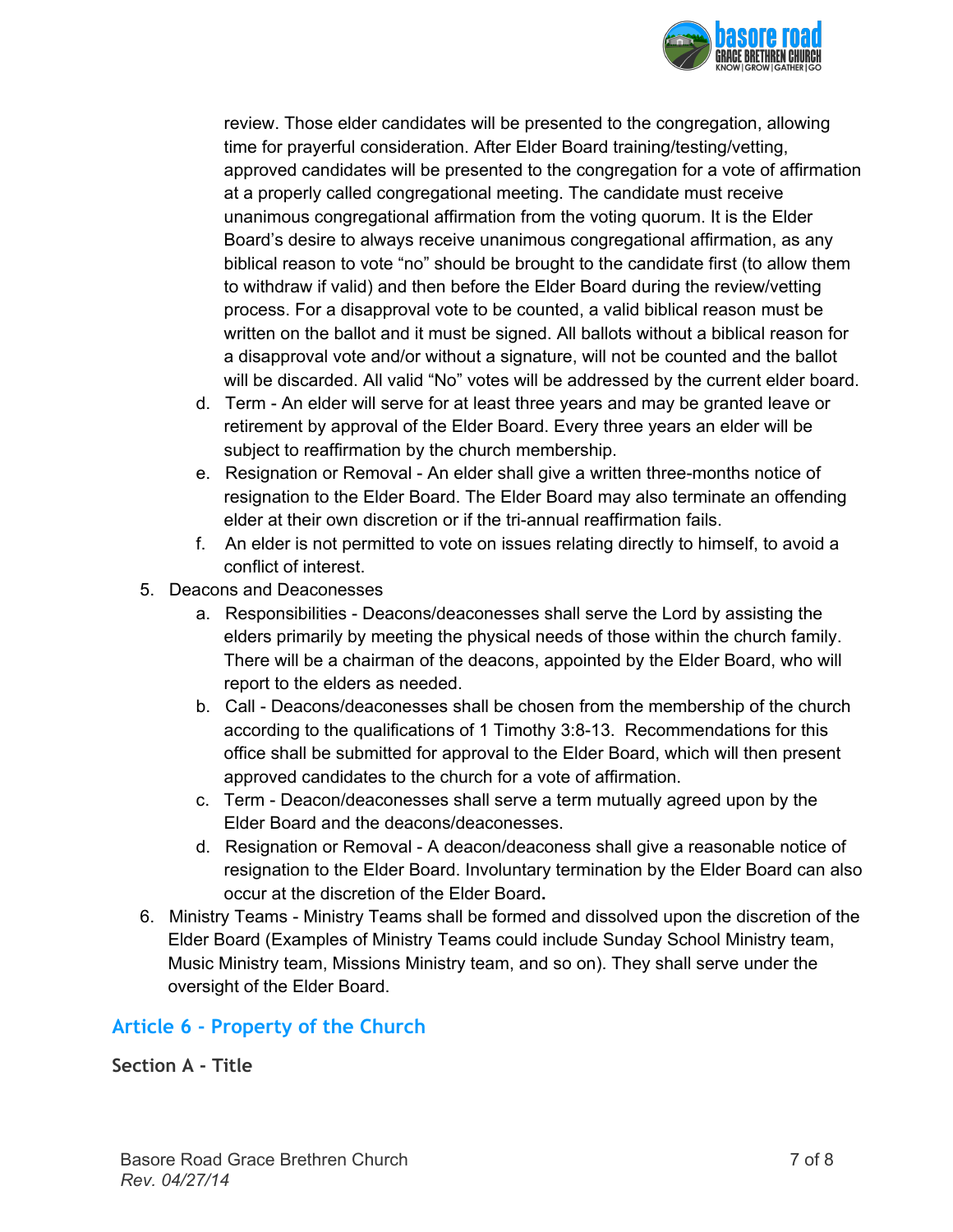review. Those elder candidates will be presented to the congregation, allowing time for prayerful consideration. After Elder Board training/testing/vetting, approved candidates will be presented to the congregation for a vote of affirmation at a properly called congregational meeting. The candidate must receive unanimous congregational affirmation from the voting quorum. It is the Elder Board's desire to always receive unanimous congregational affirmation, as any biblical reason to vote "no" should be brought to the candidate first (to allow them to withdraw if valid) and then before the Elder Board during the review/vetting process. For a disapproval vote to be counted, a valid biblical reason must be written on the ballot and it must be signed. All ballots without a biblical reason for a disapproval vote and/or without a signature, will not be counted and the ballot will be discarded. All valid "No" votes will be addressed by the current elder board.

   d. Term - An elder will serve for at least three years and may be granted leave or retirement by approval of the Elder Board. Every three years an elder will be subject to reaffirmation by the church membership.
   e. Resignation or Removal - An elder shall give a written three-months notice of resignation to the Elder Board. The Elder Board may also terminate an offending elder at their own discretion or if the tri-annual reaffirmation fails.
   f. An elder is not permitted to vote on issues relating directly to himself, to avoid a conflict of interest.

5. Deacons and Deaconesses
   a. Responsibilities - Deacons/deaconesses shall serve the Lord by assisting the elders primarily by meeting the physical needs of those within the church family. There will be a chairman of the deacons, appointed by the Elder Board, who will report to the elders as needed.
   b. Call - Deacons/deaconesses shall be chosen from the membership of the church according to the qualifications of 1 Timothy 3:8-13. Recommendations for this office shall be submitted for approval to the Elder Board, which will then present approved candidates to the church for a vote of affirmation.
   c. Term - Deacon/deaconesses shall serve a term mutually agreed upon by the Elder Board and the deacons/deaconesses.
   d. Resignation or Removal - A deacon/deaconess shall give a reasonable notice of resignation to the Elder Board. Involuntary termination by the Elder Board can also occur at the discretion of the Elder Board**.**
6. Ministry Teams - Ministry Teams shall be formed and dissolved upon the discretion of the Elder Board (Examples of Ministry Teams could include Sunday School Ministry team, Music Ministry team, Missions Ministry team, and so on). They shall serve under the oversight of the Elder Board.

## Article 6 - Property of the Church

### Section A - Title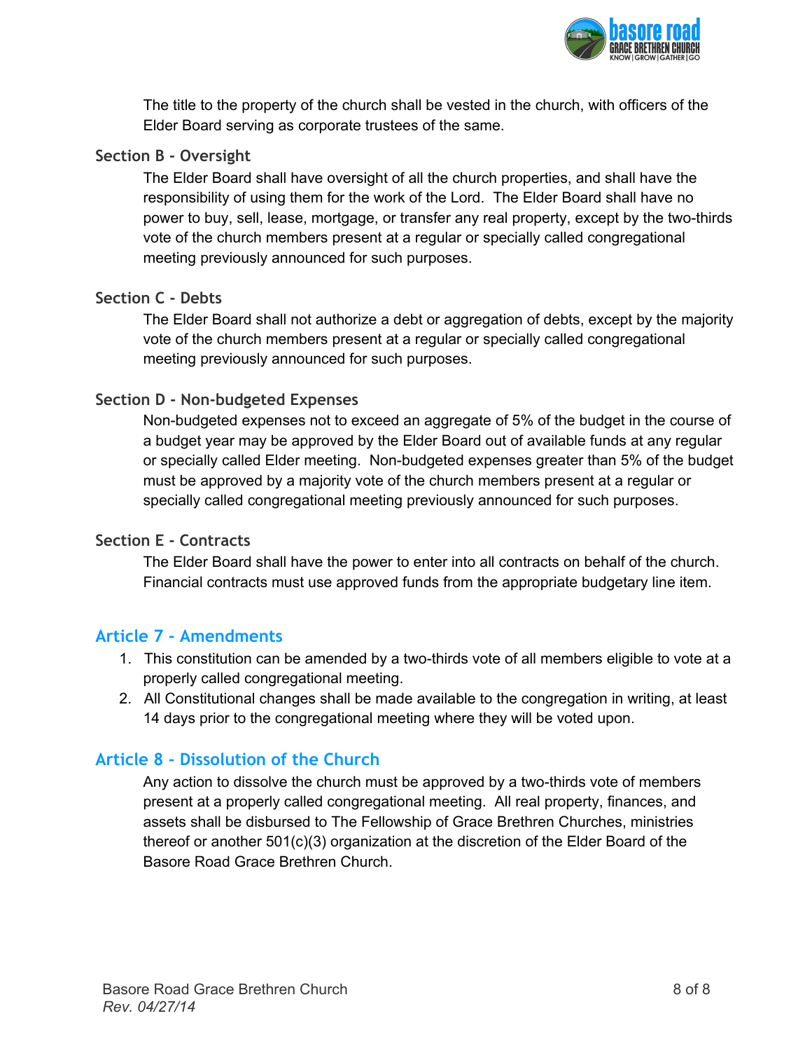The title to the property of the church shall be vested in the church, with officers of the Elder Board serving as corporate trustees of the same.

### Section B - Oversight

The Elder Board shall have oversight of all the church properties, and shall have the responsibility of using them for the work of the Lord. The Elder Board shall have no power to buy, sell, lease, mortgage, or transfer any real property, except by the two-thirds vote of the church members present at a regular or specially called congregational meeting previously announced for such purposes.

### Section C - Debts

The Elder Board shall not authorize a debt or aggregation of debts, except by the majority vote of the church members present at a regular or specially called congregational meeting previously announced for such purposes.

### Section D - Non-budgeted Expenses

Non-budgeted expenses not to exceed an aggregate of 5% of the budget in the course of a budget year may be approved by the Elder Board out of available funds at any regular or specially called Elder meeting. Non-budgeted expenses greater than 5% of the budget must be approved by a majority vote of the church members present at a regular or specially called congregational meeting previously announced for such purposes.

### Section E - Contracts

The Elder Board shall have the power to enter into all contracts on behalf of the church. Financial contracts must use approved funds from the appropriate budgetary line item.

## Article 7 - Amendments

1. This constitution can be amended by a two-thirds vote of all members eligible to vote at a properly called congregational meeting.
2. All Constitutional changes shall be made available to the congregation in writing, at least 14 days prior to the congregational meeting where they will be voted upon.

## Article 8 - Dissolution of the Church

Any action to dissolve the church must be approved by a two-thirds vote of members present at a properly called congregational meeting. All real property, finances, and assets shall be disbursed to The Fellowship of Grace Brethren Churches, ministries thereof or another 501(c)(3) organization at the discretion of the Elder Board of the Basore Road Grace Brethren Church.

Basore Road Grace Brethren Church
*Rev. 04/27/14*